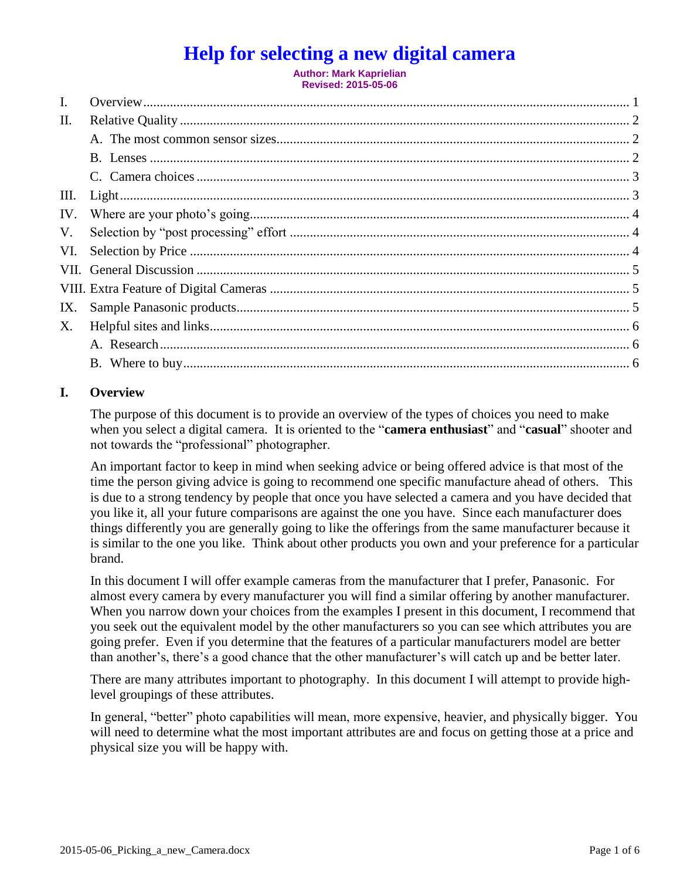# Help for selecting a new digital camera

**Author: Mark Kaprielian**
**Revised: 2015-05-06**

I. Overview ..... 1
II. Relative Quality ..... 2
  A. The most common sensor sizes ..... 2
  B. Lenses ..... 2
  C. Camera choices ..... 3
III. Light ..... 3
IV. Where are your photo's going ..... 4
V. Selection by "post processing" effort ..... 4
VI. Selection by Price ..... 4
VII. General Discussion ..... 5
VIII. Extra Feature of Digital Cameras ..... 5
IX. Sample Panasonic products ..... 5
X. Helpful sites and links ..... 6
  A. Research ..... 6
  B. Where to buy ..... 6

## I. Overview

The purpose of this document is to provide an overview of the types of choices you need to make when you select a digital camera. It is oriented to the "**camera enthusiast**" and "**casual**" shooter and not towards the "professional" photographer.

An important factor to keep in mind when seeking advice or being offered advice is that most of the time the person giving advice is going to recommend one specific manufacture ahead of others. This is due to a strong tendency by people that once you have selected a camera and you have decided that you like it, all your future comparisons are against the one you have. Since each manufacturer does things differently you are generally going to like the offerings from the same manufacturer because it is similar to the one you like. Think about other products you own and your preference for a particular brand.

In this document I will offer example cameras from the manufacturer that I prefer, Panasonic. For almost every camera by every manufacturer you will find a similar offering by another manufacturer. When you narrow down your choices from the examples I present in this document, I recommend that you seek out the equivalent model by the other manufacturers so you can see which attributes you are going prefer. Even if you determine that the features of a particular manufacturers model are better than another's, there's a good chance that the other manufacturer's will catch up and be better later.

There are many attributes important to photography. In this document I will attempt to provide high-level groupings of these attributes.

In general, "better" photo capabilities will mean, more expensive, heavier, and physically bigger. You will need to determine what the most important attributes are and focus on getting those at a price and physical size you will be happy with.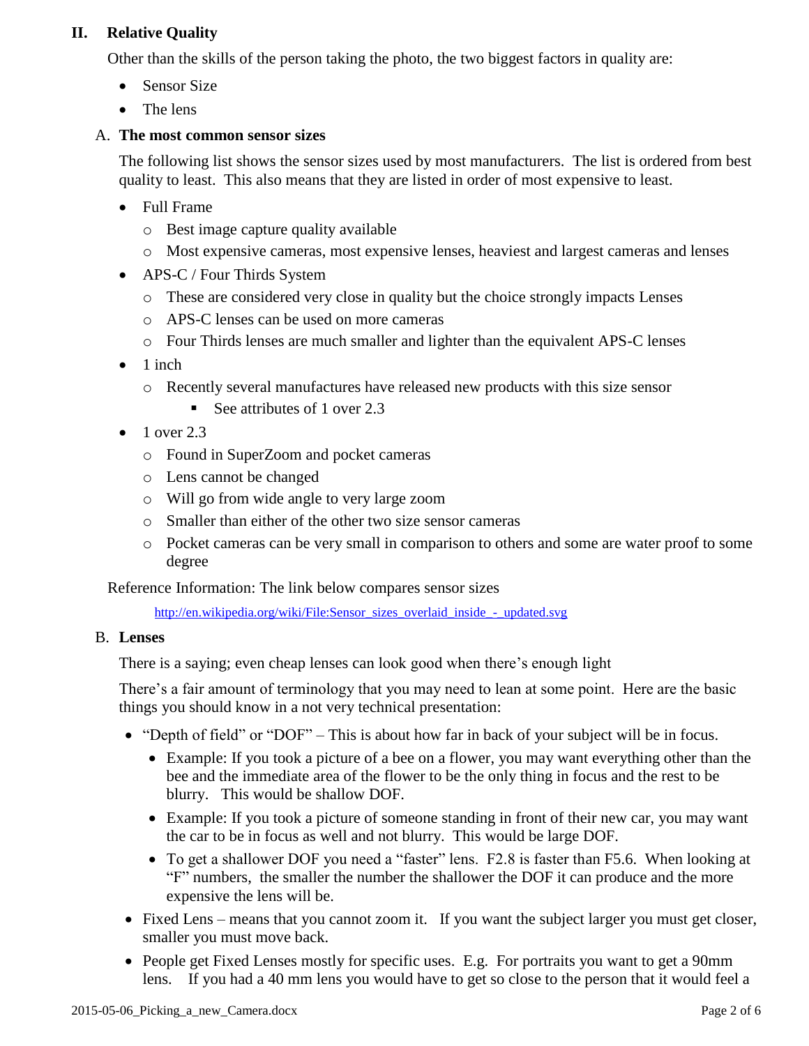## II. Relative Quality

Other than the skills of the person taking the photo, the two biggest factors in quality are:

- Sensor Size
- The lens

### A. The most common sensor sizes

The following list shows the sensor sizes used by most manufacturers. The list is ordered from best quality to least. This also means that they are listed in order of most expensive to least.

- Full Frame
  - Best image capture quality available
  - Most expensive cameras, most expensive lenses, heaviest and largest cameras and lenses
- APS-C / Four Thirds System
  - These are considered very close in quality but the choice strongly impacts Lenses
  - APS-C lenses can be used on more cameras
  - Four Thirds lenses are much smaller and lighter than the equivalent APS-C lenses
- 1 inch
  - Recently several manufactures have released new products with this size sensor
    - See attributes of 1 over 2.3
- 1 over 2.3
  - Found in SuperZoom and pocket cameras
  - Lens cannot be changed
  - Will go from wide angle to very large zoom
  - Smaller than either of the other two size sensor cameras
  - Pocket cameras can be very small in comparison to others and some are water proof to some degree

Reference Information: The link below compares sensor sizes

http://en.wikipedia.org/wiki/File:Sensor_sizes_overlaid_inside_-_updated.svg

### B. Lenses

There is a saying; even cheap lenses can look good when there's enough light

There's a fair amount of terminology that you may need to lean at some point. Here are the basic things you should know in a not very technical presentation:

- "Depth of field" or "DOF" – This is about how far in back of your subject will be in focus.
  - Example: If you took a picture of a bee on a flower, you may want everything other than the bee and the immediate area of the flower to be the only thing in focus and the rest to be blurry. This would be shallow DOF.
  - Example: If you took a picture of someone standing in front of their new car, you may want the car to be in focus as well and not blurry. This would be large DOF.
  - To get a shallower DOF you need a "faster" lens. F2.8 is faster than F5.6. When looking at "F" numbers, the smaller the number the shallower the DOF it can produce and the more expensive the lens will be.
- Fixed Lens – means that you cannot zoom it. If you want the subject larger you must get closer, smaller you must move back.
- People get Fixed Lenses mostly for specific uses. E.g. For portraits you want to get a 90mm lens. If you had a 40 mm lens you would have to get so close to the person that it would feel a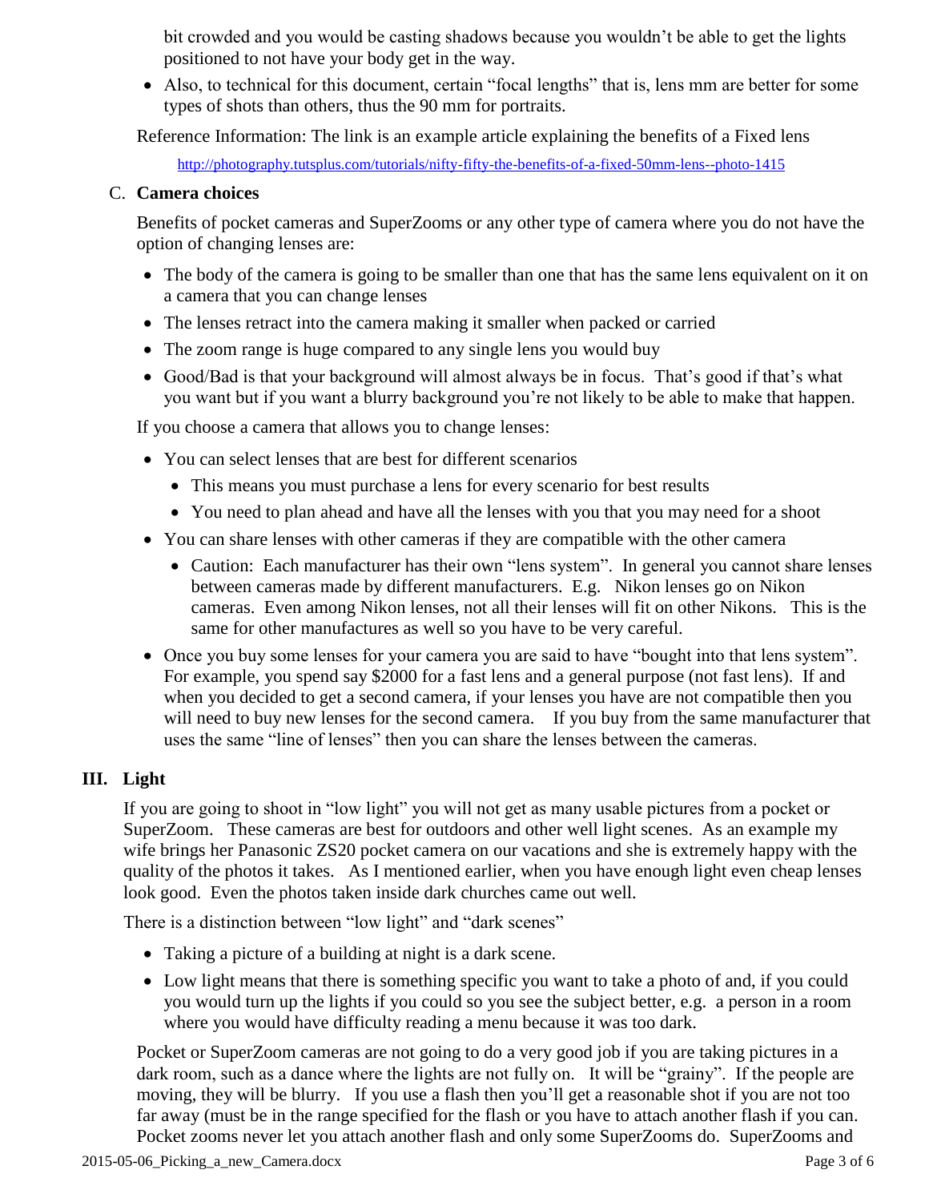bit crowded and you would be casting shadows because you wouldn't be able to get the lights positioned to not have your body get in the way.

- Also, to technical for this document, certain "focal lengths" that is, lens mm are better for some types of shots than others, thus the 90 mm for portraits.

Reference Information: The link is an example article explaining the benefits of a Fixed lens

http://photography.tutsplus.com/tutorials/nifty-fifty-the-benefits-of-a-fixed-50mm-lens--photo-1415

### C. Camera choices

Benefits of pocket cameras and SuperZooms or any other type of camera where you do not have the option of changing lenses are:

- The body of the camera is going to be smaller than one that has the same lens equivalent on it on a camera that you can change lenses
- The lenses retract into the camera making it smaller when packed or carried
- The zoom range is huge compared to any single lens you would buy
- Good/Bad is that your background will almost always be in focus. That's good if that's what you want but if you want a blurry background you're not likely to be able to make that happen.

If you choose a camera that allows you to change lenses:

- You can select lenses that are best for different scenarios
  - This means you must purchase a lens for every scenario for best results
  - You need to plan ahead and have all the lenses with you that you may need for a shoot
- You can share lenses with other cameras if they are compatible with the other camera
  - Caution: Each manufacturer has their own "lens system". In general you cannot share lenses between cameras made by different manufacturers. E.g. Nikon lenses go on Nikon cameras. Even among Nikon lenses, not all their lenses will fit on other Nikons. This is the same for other manufactures as well so you have to be very careful.
- Once you buy some lenses for your camera you are said to have "bought into that lens system". For example, you spend say $2000 for a fast lens and a general purpose (not fast lens). If and when you decided to get a second camera, if your lenses you have are not compatible then you will need to buy new lenses for the second camera. If you buy from the same manufacturer that uses the same "line of lenses" then you can share the lenses between the cameras.

## III. Light

If you are going to shoot in "low light" you will not get as many usable pictures from a pocket or SuperZoom. These cameras are best for outdoors and other well light scenes. As an example my wife brings her Panasonic ZS20 pocket camera on our vacations and she is extremely happy with the quality of the photos it takes. As I mentioned earlier, when you have enough light even cheap lenses look good. Even the photos taken inside dark churches came out well.

There is a distinction between "low light" and "dark scenes"

- Taking a picture of a building at night is a dark scene.
- Low light means that there is something specific you want to take a photo of and, if you could you would turn up the lights if you could so you see the subject better, e.g. a person in a room where you would have difficulty reading a menu because it was too dark.

Pocket or SuperZoom cameras are not going to do a very good job if you are taking pictures in a dark room, such as a dance where the lights are not fully on. It will be "grainy". If the people are moving, they will be blurry. If you use a flash then you'll get a reasonable shot if you are not too far away (must be in the range specified for the flash or you have to attach another flash if you can. Pocket zooms never let you attach another flash and only some SuperZooms do. SuperZooms and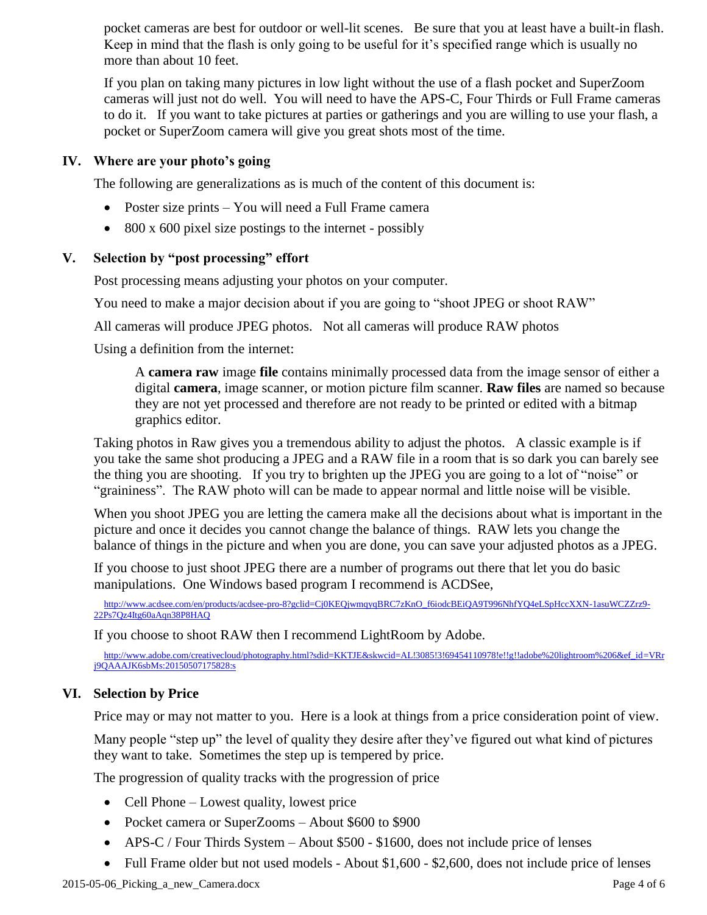pocket cameras are best for outdoor or well-lit scenes. Be sure that you at least have a built-in flash. Keep in mind that the flash is only going to be useful for it's specified range which is usually no more than about 10 feet.

If you plan on taking many pictures in low light without the use of a flash pocket and SuperZoom cameras will just not do well. You will need to have the APS-C, Four Thirds or Full Frame cameras to do it. If you want to take pictures at parties or gatherings and you are willing to use your flash, a pocket or SuperZoom camera will give you great shots most of the time.

## IV. Where are your photo's going

The following are generalizations as is much of the content of this document is:

- Poster size prints – You will need a Full Frame camera
- 800 x 600 pixel size postings to the internet - possibly

## V. Selection by "post processing" effort

Post processing means adjusting your photos on your computer.

You need to make a major decision about if you are going to "shoot JPEG or shoot RAW"

All cameras will produce JPEG photos. Not all cameras will produce RAW photos

Using a definition from the internet:

> A **camera raw** image **file** contains minimally processed data from the image sensor of either a digital **camera**, image scanner, or motion picture film scanner. **Raw files** are named so because they are not yet processed and therefore are not ready to be printed or edited with a bitmap graphics editor.

Taking photos in Raw gives you a tremendous ability to adjust the photos. A classic example is if you take the same shot producing a JPEG and a RAW file in a room that is so dark you can barely see the thing you are shooting. If you try to brighten up the JPEG you are going to a lot of "noise" or "graininess". The RAW photo will can be made to appear normal and little noise will be visible.

When you shoot JPEG you are letting the camera make all the decisions about what is important in the picture and once it decides you cannot change the balance of things. RAW lets you change the balance of things in the picture and when you are done, you can save your adjusted photos as a JPEG.

If you choose to just shoot JPEG there are a number of programs out there that let you do basic manipulations. One Windows based program I recommend is ACDSee,

http://www.acdsee.com/en/products/acdsee-pro-8?gclid=Cj0KEQjwmqyqBRC7zKnO_f6iodcBEiQA9T996NhfYQ4eLSpHccXXN-1asuWCZZrz9-22Ps7Qz4Itg60aAqn38P8HAQ

If you choose to shoot RAW then I recommend LightRoom by Adobe.

http://www.adobe.com/creativecloud/photography.html?sdid=KKTJE&skwcid=AL!3085!3!69454110978!e!!g!!adobe%20lightroom%206&ef_id=VRrj9QAAAJK6sbMs:20150507175828:s

## VI. Selection by Price

Price may or may not matter to you. Here is a look at things from a price consideration point of view.

Many people "step up" the level of quality they desire after they've figured out what kind of pictures they want to take. Sometimes the step up is tempered by price.

The progression of quality tracks with the progression of price

- Cell Phone – Lowest quality, lowest price
- Pocket camera or SuperZooms – About $600 to $900
- APS-C / Four Thirds System – About $500 - $1600, does not include price of lenses
- Full Frame older but not used models - About $1,600 - $2,600, does not include price of lenses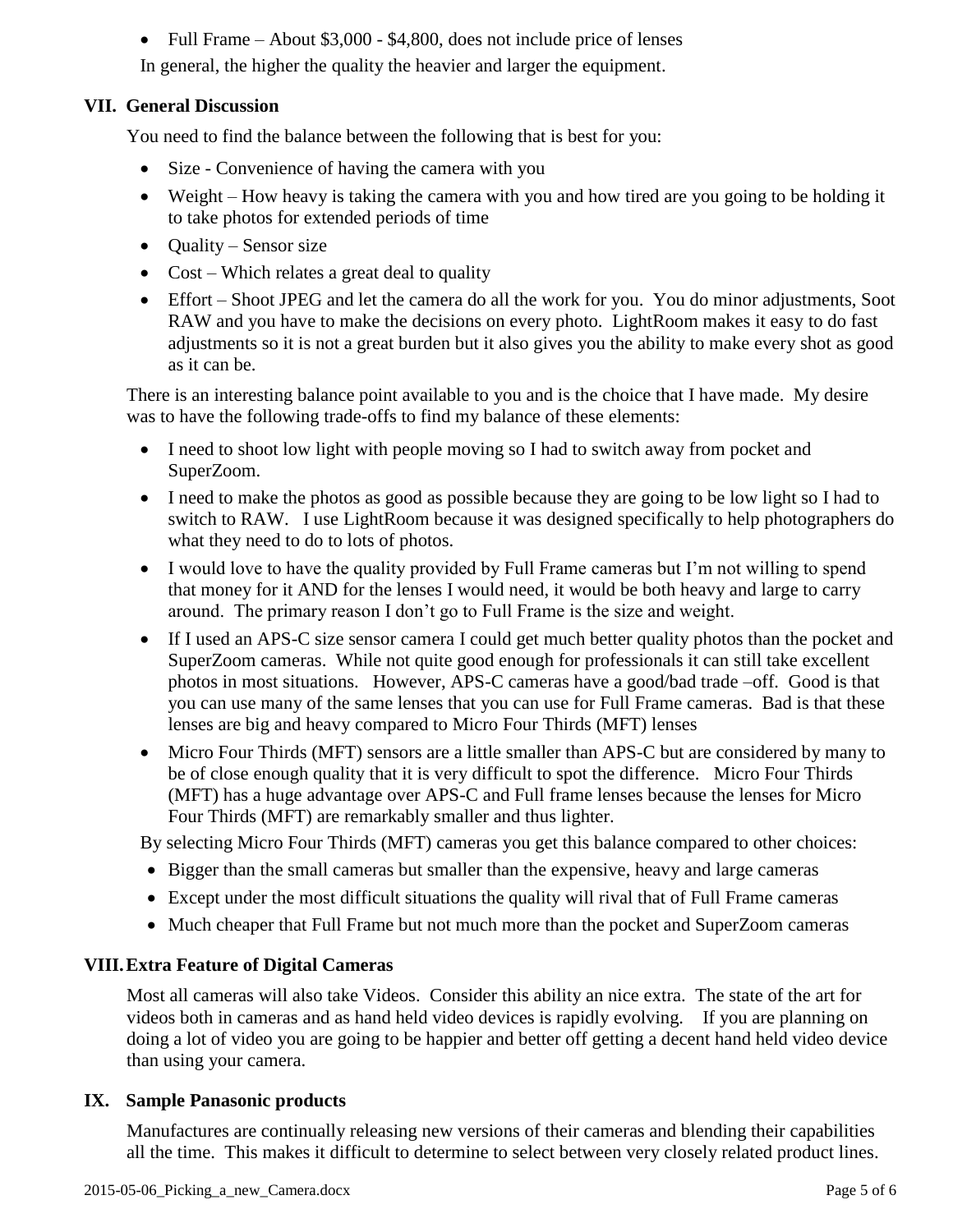- Full Frame – About $3,000 - $4,800, does not include price of lenses

In general, the higher the quality the heavier and larger the equipment.

## VII. General Discussion

You need to find the balance between the following that is best for you:

- Size - Convenience of having the camera with you
- Weight – How heavy is taking the camera with you and how tired are you going to be holding it to take photos for extended periods of time
- Quality – Sensor size
- Cost – Which relates a great deal to quality
- Effort – Shoot JPEG and let the camera do all the work for you. You do minor adjustments, Soot RAW and you have to make the decisions on every photo. LightRoom makes it easy to do fast adjustments so it is not a great burden but it also gives you the ability to make every shot as good as it can be.

There is an interesting balance point available to you and is the choice that I have made. My desire was to have the following trade-offs to find my balance of these elements:

- I need to shoot low light with people moving so I had to switch away from pocket and SuperZoom.
- I need to make the photos as good as possible because they are going to be low light so I had to switch to RAW. I use LightRoom because it was designed specifically to help photographers do what they need to do to lots of photos.
- I would love to have the quality provided by Full Frame cameras but I'm not willing to spend that money for it AND for the lenses I would need, it would be both heavy and large to carry around. The primary reason I don't go to Full Frame is the size and weight.
- If I used an APS-C size sensor camera I could get much better quality photos than the pocket and SuperZoom cameras. While not quite good enough for professionals it can still take excellent photos in most situations. However, APS-C cameras have a good/bad trade –off. Good is that you can use many of the same lenses that you can use for Full Frame cameras. Bad is that these lenses are big and heavy compared to Micro Four Thirds (MFT) lenses
- Micro Four Thirds (MFT) sensors are a little smaller than APS-C but are considered by many to be of close enough quality that it is very difficult to spot the difference. Micro Four Thirds (MFT) has a huge advantage over APS-C and Full frame lenses because the lenses for Micro Four Thirds (MFT) are remarkably smaller and thus lighter.

By selecting Micro Four Thirds (MFT) cameras you get this balance compared to other choices:

- Bigger than the small cameras but smaller than the expensive, heavy and large cameras
- Except under the most difficult situations the quality will rival that of Full Frame cameras
- Much cheaper that Full Frame but not much more than the pocket and SuperZoom cameras

## VIII. Extra Feature of Digital Cameras

Most all cameras will also take Videos. Consider this ability an nice extra. The state of the art for videos both in cameras and as hand held video devices is rapidly evolving. If you are planning on doing a lot of video you are going to be happier and better off getting a decent hand held video device than using your camera.

## IX. Sample Panasonic products

Manufactures are continually releasing new versions of their cameras and blending their capabilities all the time. This makes it difficult to determine to select between very closely related product lines.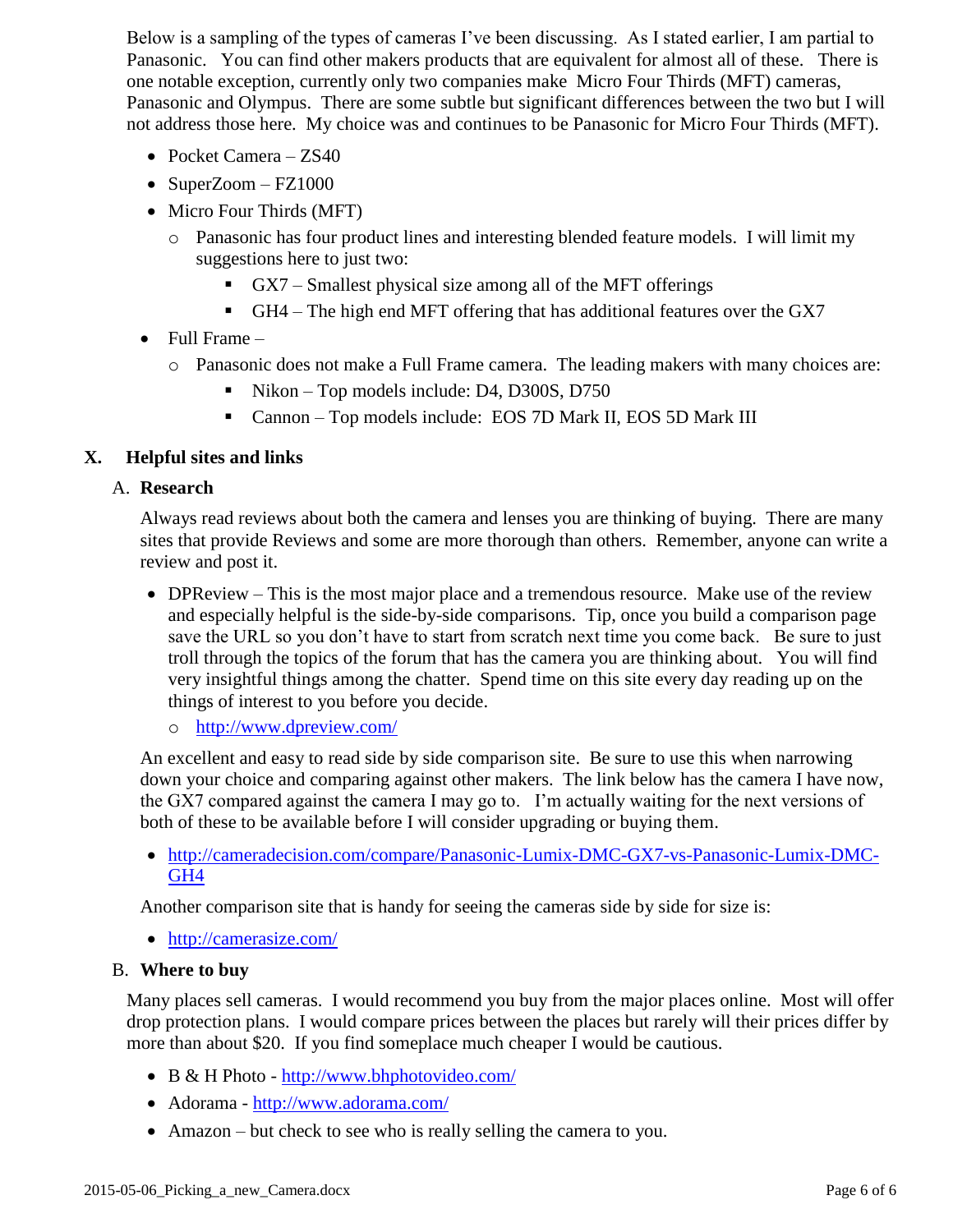Below is a sampling of the types of cameras I've been discussing. As I stated earlier, I am partial to Panasonic. You can find other makers products that are equivalent for almost all of these. There is one notable exception, currently only two companies make Micro Four Thirds (MFT) cameras, Panasonic and Olympus. There are some subtle but significant differences between the two but I will not address those here. My choice was and continues to be Panasonic for Micro Four Thirds (MFT).

- Pocket Camera – ZS40
- SuperZoom – FZ1000
- Micro Four Thirds (MFT)
  - Panasonic has four product lines and interesting blended feature models. I will limit my suggestions here to just two:
    - GX7 – Smallest physical size among all of the MFT offerings
    - GH4 – The high end MFT offering that has additional features over the GX7
- Full Frame –
  - Panasonic does not make a Full Frame camera. The leading makers with many choices are:
    - Nikon – Top models include: D4, D300S, D750
    - Cannon – Top models include: EOS 7D Mark II, EOS 5D Mark III

## X. Helpful sites and links

### A. Research

Always read reviews about both the camera and lenses you are thinking of buying. There are many sites that provide Reviews and some are more thorough than others. Remember, anyone can write a review and post it.

- DPReview – This is the most major place and a tremendous resource. Make use of the review and especially helpful is the side-by-side comparisons. Tip, once you build a comparison page save the URL so you don't have to start from scratch next time you come back. Be sure to just troll through the topics of the forum that has the camera you are thinking about. You will find very insightful things among the chatter. Spend time on this site every day reading up on the things of interest to you before you decide.
  - http://www.dpreview.com/

An excellent and easy to read side by side comparison site. Be sure to use this when narrowing down your choice and comparing against other makers. The link below has the camera I have now, the GX7 compared against the camera I may go to. I'm actually waiting for the next versions of both of these to be available before I will consider upgrading or buying them.

- http://cameradecision.com/compare/Panasonic-Lumix-DMC-GX7-vs-Panasonic-Lumix-DMC-GH4

Another comparison site that is handy for seeing the cameras side by side for size is:

- http://camerasize.com/

### B. Where to buy

Many places sell cameras. I would recommend you buy from the major places online. Most will offer drop protection plans. I would compare prices between the places but rarely will their prices differ by more than about $20. If you find someplace much cheaper I would be cautious.

- B & H Photo - http://www.bhphotovideo.com/
- Adorama - http://www.adorama.com/
- Amazon – but check to see who is really selling the camera to you.